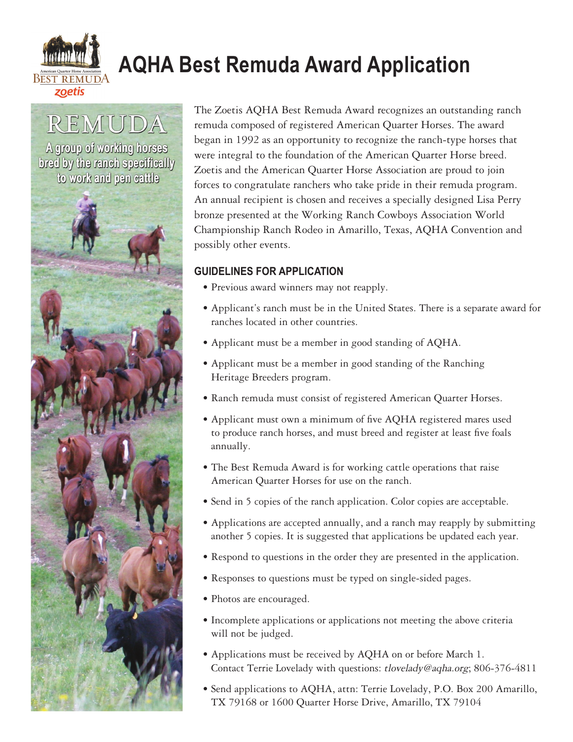# AQHA Best Remuda Award Application

## REMUDA

**A group of working horses bred by the ranch specifically to work and pen cattle**

The Zoetis AQHA Best Remuda Award recognizes an outstanding ranch remuda composed of registered American Quarter Horses. The award began in 1992 as an opportunity to recognize the ranch-type horses that were integral to the foundation of the American Quarter Horse breed. Zoetis and the American Quarter Horse Association are proud to join forces to congratulate ranchers who take pride in their remuda program. An annual recipient is chosen and receives a specially designed Lisa Perry bronze presented at the Working Ranch Cowboys Association World Championship Ranch Rodeo in Amarillo, Texas, AQHA Convention and possibly other events.

### GUIDELINES FOR APPLICATION

- Previous award winners may not reapply.
- Applicant's ranch must be in the United States. There is a separate award for ranches located in other countries.
- Applicant must be a member in good standing of AQHA.
- Applicant must be a member in good standing of the Ranching Heritage Breeders program.
- Ranch remuda must consist of registered American Quarter Horses.
- Applicant must own a minimum of five AQHA registered mares used to produce ranch horses, and must breed and register at least five foals annually.
- The Best Remuda Award is for working cattle operations that raise American Quarter Horses for use on the ranch.
- Send in 5 copies of the ranch application. Color copies are acceptable.
- Applications are accepted annually, and a ranch may reapply by submitting another 5 copies. It is suggested that applications be updated each year.
- Respond to questions in the order they are presented in the application.
- Responses to questions must be typed on single-sided pages.
- Photos are encouraged.
- Incomplete applications or applications not meeting the above criteria will not be judged.
- Applications must be received by AQHA on or before March 1. Contact Terrie Lovelady with questions: *tlovelady@aqha.org*; 806-376-4811
- Send applications to AQHA, attn: Terrie Lovelady, P.O. Box 200 Amarillo, TX 79168 or 1600 Quarter Horse Drive, Amarillo, TX 79104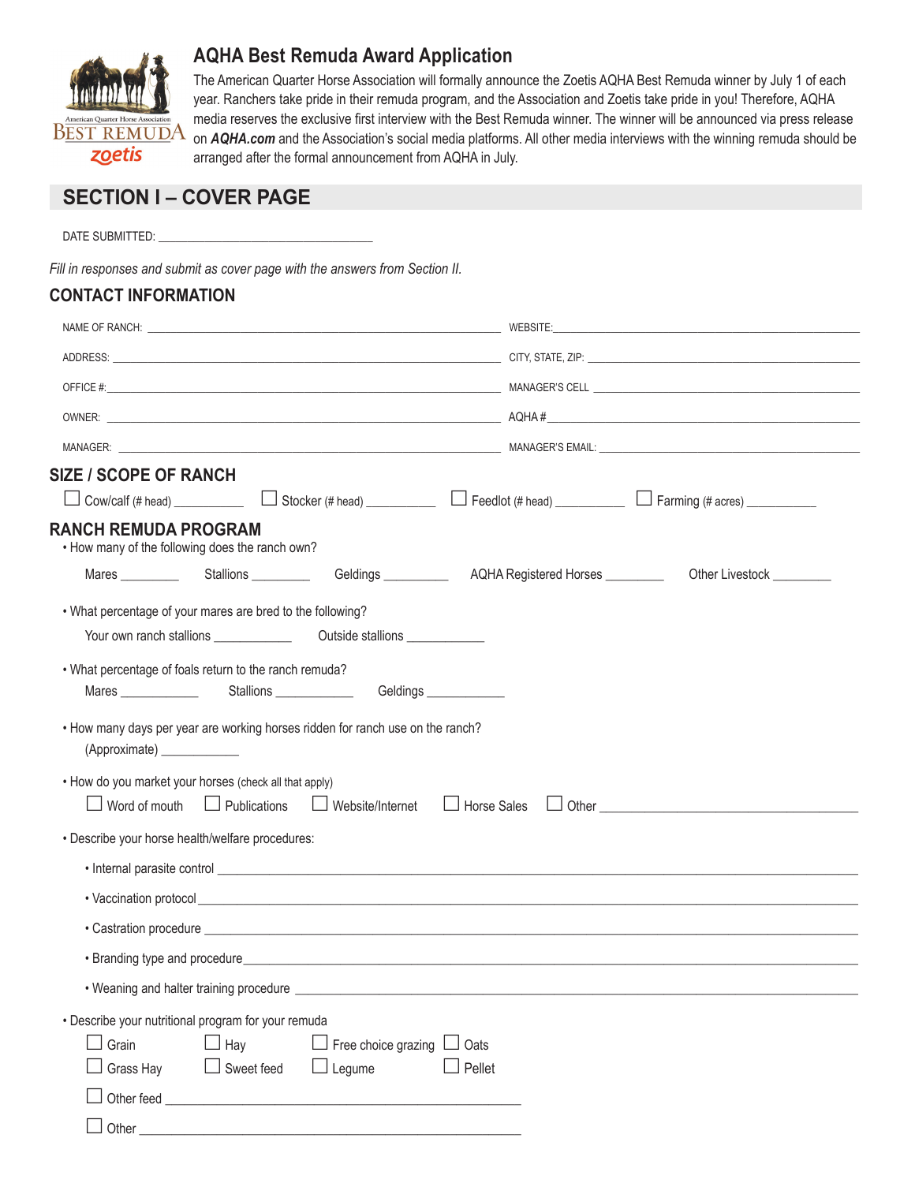# AQHA Best Remuda Award Application

The American Quarter Horse Association will formally announce the Zoetis AQHA Best Remuda winner by July 1 of each year. Ranchers take pride in their remuda program, and the Association and Zoetis take pride in you! Therefore, AQHA media reserves the exclusive first interview with the Best Remuda winner. The winner will be announced via press release on ***AQHA.com*** and the Association's social media platforms. All other media interviews with the winning remuda should be arranged after the formal announcement from AQHA in July.

## SECTION I – COVER PAGE

DATE SUBMITTED: ___________________________________

*Fill in responses and submit as cover page with the answers from Section II.*

### CONTACT INFORMATION

NAME OF RANCH: ______________________________ WEBSITE: ______________________________

ADDRESS: ______________________________ CITY, STATE, ZIP: ______________________________

OFFICE #: ______________________________ MANAGER'S CELL ______________________________

OWNER: ______________________________ AQHA # ______________________________

MANAGER: ______________________________ MANAGER'S EMAIL: ______________________________

### SIZE / SCOPE OF RANCH

☐ Cow/calf (# head) ___________ ☐ Stocker (# head) ___________ ☐ Feedlot (# head) ___________ ☐ Farming (# acres) ___________

### RANCH REMUDA PROGRAM

- How many of the following does the ranch own?

  Mares _________ Stallions _________ Geldings _________ AQHA Registered Horses _________ Other Livestock _________

- What percentage of your mares are bred to the following?

  Your own ranch stallions ____________ Outside stallions ____________

- What percentage of foals return to the ranch remuda?

  Mares ____________ Stallions ____________ Geldings ____________

- How many days per year are working horses ridden for ranch use on the ranch?

  (Approximate) ____________

- How do you market your horses (check all that apply)

  ☐ Word of mouth ☐ Publications ☐ Website/Internet ☐ Horse Sales ☐ Other ______________________________

- Describe your horse health/welfare procedures:
  - Internal parasite control ______________________________
  - Vaccination protocol ______________________________
  - Castration procedure ______________________________
  - Branding type and procedure ______________________________
  - Weaning and halter training procedure ______________________________

- Describe your nutritional program for your remuda

  ☐ Grain ☐ Hay ☐ Free choice grazing ☐ Oats

  ☐ Grass Hay ☐ Sweet feed ☐ Legume ☐ Pellet

  ☐ Other feed ______________________________

  ☐ Other ______________________________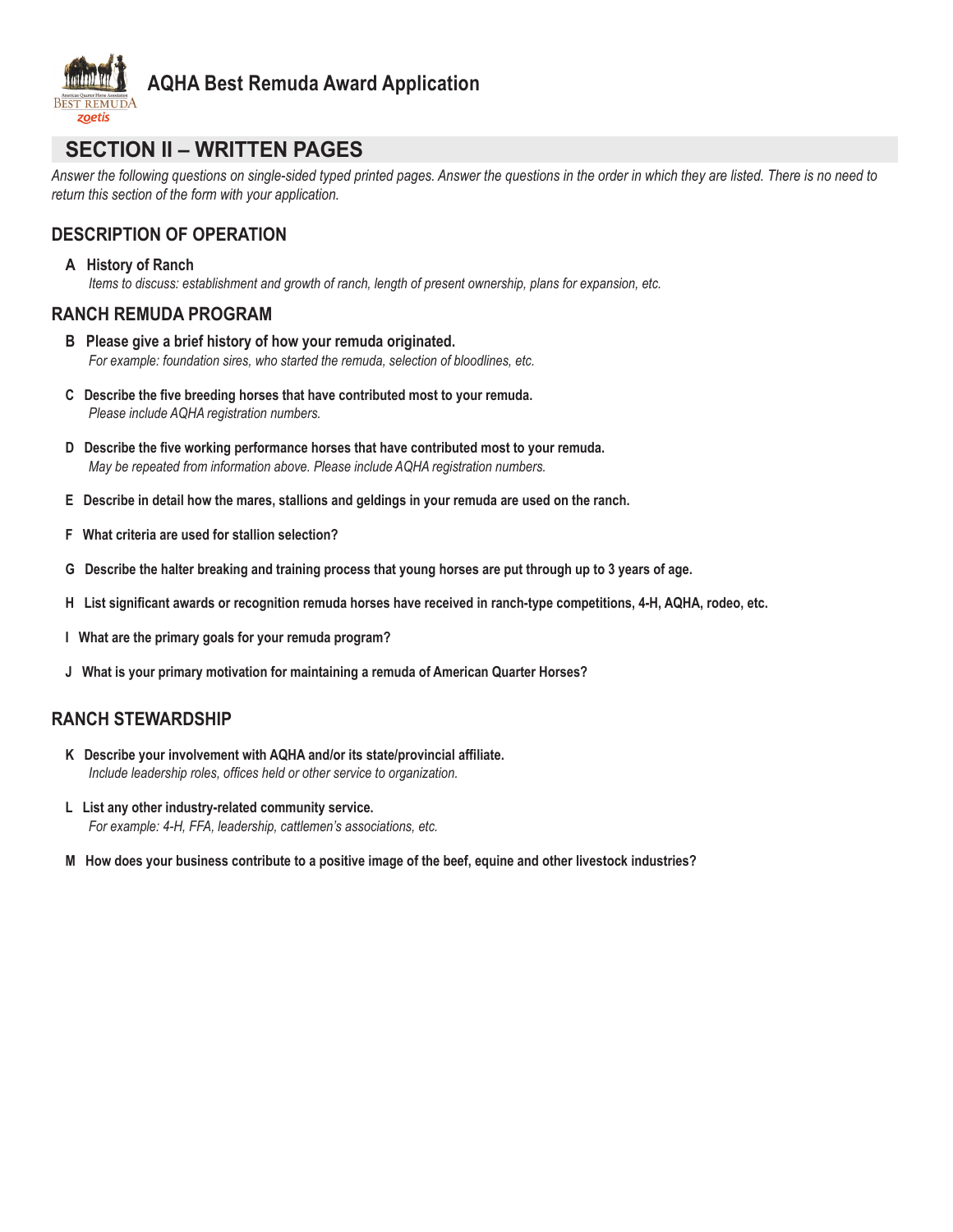# AQHA Best Remuda Award Application

## SECTION II – WRITTEN PAGES

*Answer the following questions on single-sided typed printed pages. Answer the questions in the order in which they are listed. There is no need to return this section of the form with your application.*

### DESCRIPTION OF OPERATION

**A History of Ranch**
*Items to discuss: establishment and growth of ranch, length of present ownership, plans for expansion, etc.*

### RANCH REMUDA PROGRAM

**B Please give a brief history of how your remuda originated.**
*For example: foundation sires, who started the remuda, selection of bloodlines, etc.*

**C Describe the five breeding horses that have contributed most to your remuda.**
*Please include AQHA registration numbers.*

**D Describe the five working performance horses that have contributed most to your remuda.**
*May be repeated from information above. Please include AQHA registration numbers.*

**E Describe in detail how the mares, stallions and geldings in your remuda are used on the ranch.**

**F What criteria are used for stallion selection?**

**G Describe the halter breaking and training process that young horses are put through up to 3 years of age.**

**H List significant awards or recognition remuda horses have received in ranch-type competitions, 4-H, AQHA, rodeo, etc.**

**I What are the primary goals for your remuda program?**

**J What is your primary motivation for maintaining a remuda of American Quarter Horses?**

### RANCH STEWARDSHIP

**K Describe your involvement with AQHA and/or its state/provincial affiliate.**
*Include leadership roles, offices held or other service to organization.*

**L List any other industry-related community service.**
*For example: 4-H, FFA, leadership, cattlemen's associations, etc.*

**M How does your business contribute to a positive image of the beef, equine and other livestock industries?**